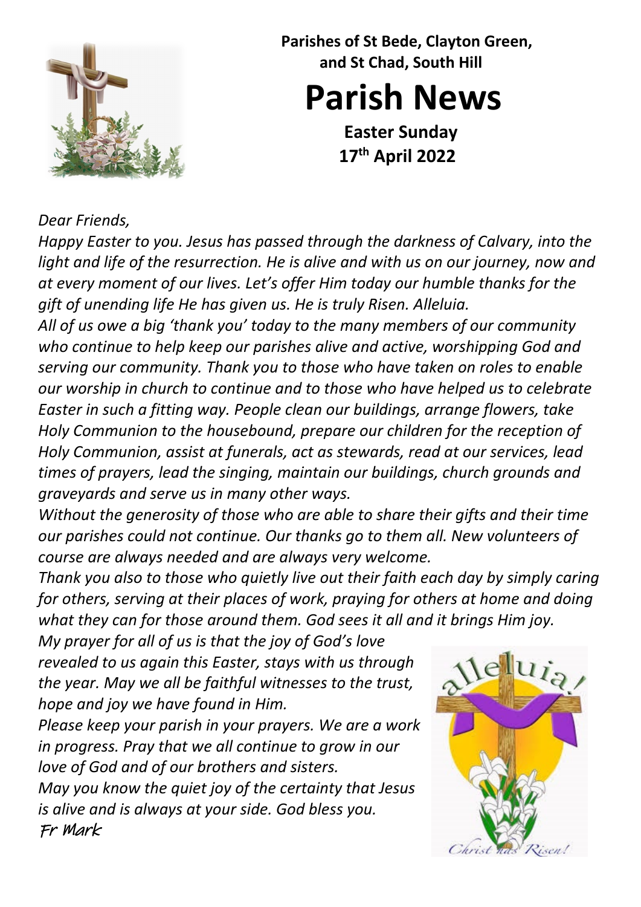**Parishes of St Bede, Clayton Green, and St Chad, South Hill**

# Parish News

**Easter Sunday**
**17th April 2022**

*Dear Friends,*

*Happy Easter to you. Jesus has passed through the darkness of Calvary, into the light and life of the resurrection. He is alive and with us on our journey, now and at every moment of our lives. Let's offer Him today our humble thanks for the gift of unending life He has given us. He is truly Risen. Alleluia.*

*All of us owe a big 'thank you' today to the many members of our community who continue to help keep our parishes alive and active, worshipping God and serving our community. Thank you to those who have taken on roles to enable our worship in church to continue and to those who have helped us to celebrate Easter in such a fitting way. People clean our buildings, arrange flowers, take Holy Communion to the housebound, prepare our children for the reception of Holy Communion, assist at funerals, act as stewards, read at our services, lead times of prayers, lead the singing, maintain our buildings, church grounds and graveyards and serve us in many other ways.*

*Without the generosity of those who are able to share their gifts and their time our parishes could not continue. Our thanks go to them all. New volunteers of course are always needed and are always very welcome.*

*Thank you also to those who quietly live out their faith each day by simply caring for others, serving at their places of work, praying for others at home and doing what they can for those around them. God sees it all and it brings Him joy.*

*My prayer for all of us is that the joy of God's love revealed to us again this Easter, stays with us through the year. May we all be faithful witnesses to the trust, hope and joy we have found in Him.*

*Please keep your parish in your prayers. We are a work in progress. Pray that we all continue to grow in our love of God and of our brothers and sisters.*

*May you know the quiet joy of the certainty that Jesus is alive and is always at your side. God bless you.*

Fr Mark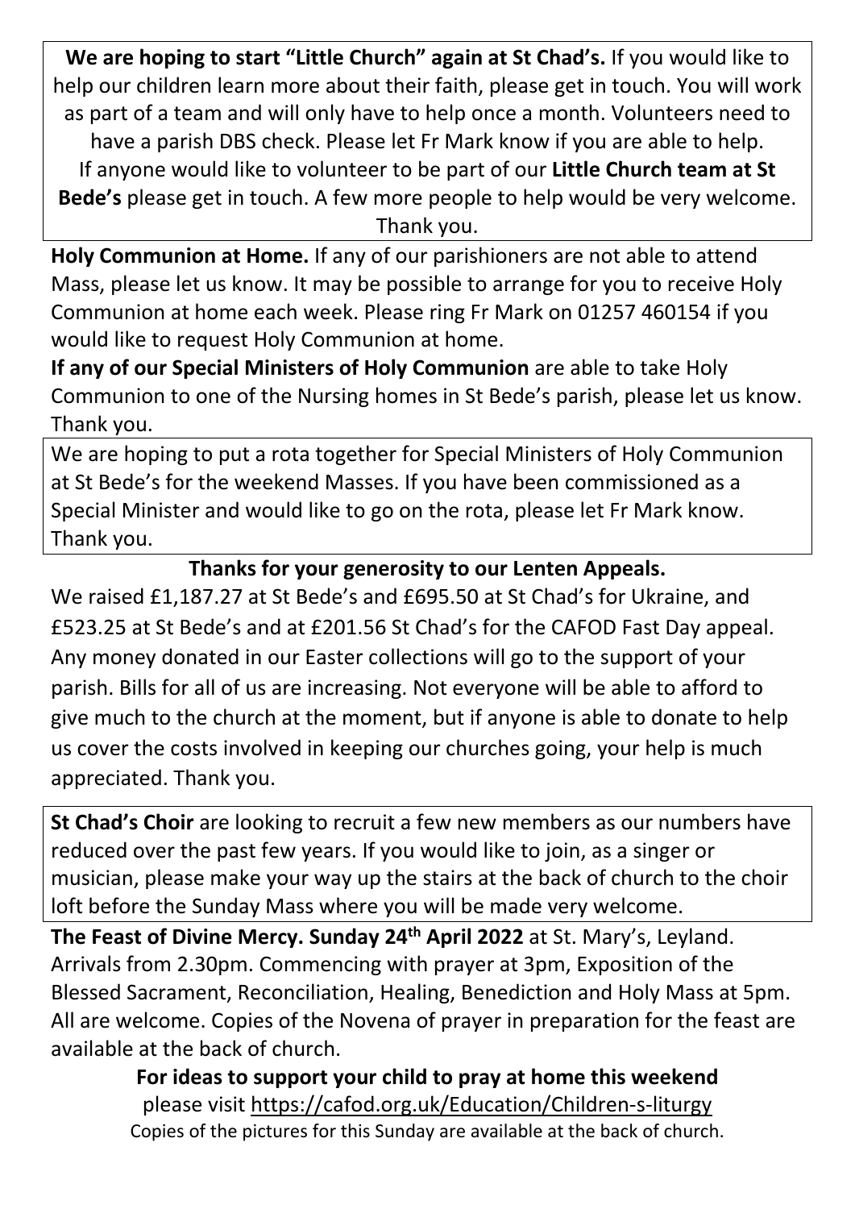**We are hoping to start "Little Church" again at St Chad's.** If you would like to help our children learn more about their faith, please get in touch. You will work as part of a team and will only have to help once a month. Volunteers need to have a parish DBS check. Please let Fr Mark know if you are able to help. If anyone would like to volunteer to be part of our **Little Church team at St Bede's** please get in touch. A few more people to help would be very welcome. Thank you.

**Holy Communion at Home.** If any of our parishioners are not able to attend Mass, please let us know. It may be possible to arrange for you to receive Holy Communion at home each week. Please ring Fr Mark on 01257 460154 if you would like to request Holy Communion at home.

**If any of our Special Ministers of Holy Communion** are able to take Holy Communion to one of the Nursing homes in St Bede's parish, please let us know. Thank you.

We are hoping to put a rota together for Special Ministers of Holy Communion at St Bede's for the weekend Masses. If you have been commissioned as a Special Minister and would like to go on the rota, please let Fr Mark know. Thank you.

**Thanks for your generosity to our Lenten Appeals.**

We raised £1,187.27 at St Bede's and £695.50 at St Chad's for Ukraine, and £523.25 at St Bede's and at £201.56 St Chad's for the CAFOD Fast Day appeal. Any money donated in our Easter collections will go to the support of your parish. Bills for all of us are increasing. Not everyone will be able to afford to give much to the church at the moment, but if anyone is able to donate to help us cover the costs involved in keeping our churches going, your help is much appreciated. Thank you.

**St Chad's Choir** are looking to recruit a few new members as our numbers have reduced over the past few years. If you would like to join, as a singer or musician, please make your way up the stairs at the back of church to the choir loft before the Sunday Mass where you will be made very welcome.

**The Feast of Divine Mercy. Sunday 24th April 2022** at St. Mary's, Leyland. Arrivals from 2.30pm. Commencing with prayer at 3pm, Exposition of the Blessed Sacrament, Reconciliation, Healing, Benediction and Holy Mass at 5pm. All are welcome. Copies of the Novena of prayer in preparation for the feast are available at the back of church.

**For ideas to support your child to pray at home this weekend**
please visit https://cafod.org.uk/Education/Children-s-liturgy
Copies of the pictures for this Sunday are available at the back of church.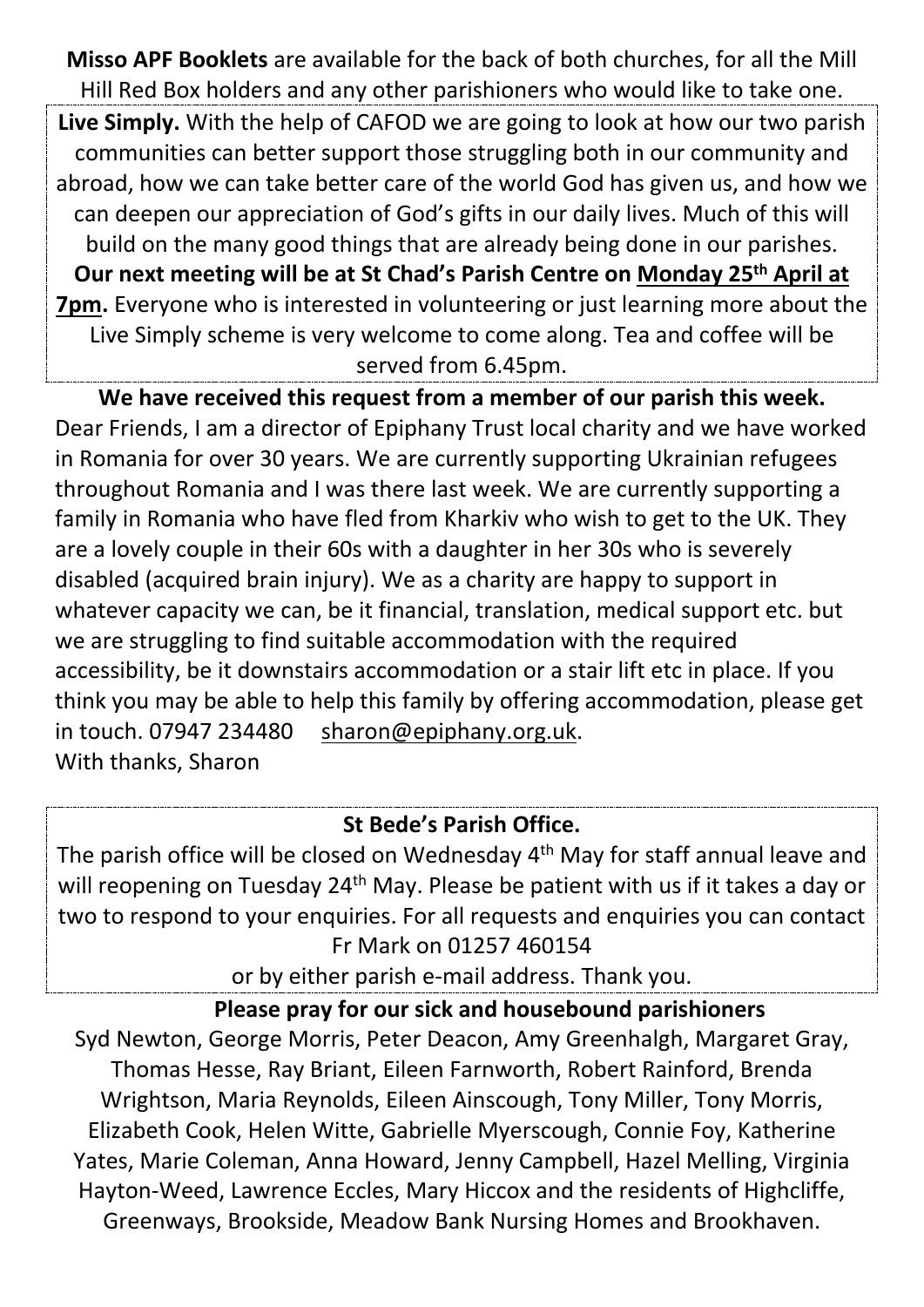**Misso APF Booklets** are available for the back of both churches, for all the Mill Hill Red Box holders and any other parishioners who would like to take one.

**Live Simply.** With the help of CAFOD we are going to look at how our two parish communities can better support those struggling both in our community and abroad, how we can take better care of the world God has given us, and how we can deepen our appreciation of God's gifts in our daily lives. Much of this will build on the many good things that are already being done in our parishes. **Our next meeting will be at St Chad's Parish Centre on Monday 25th April at 7pm.** Everyone who is interested in volunteering or just learning more about the Live Simply scheme is very welcome to come along. Tea and coffee will be served from 6.45pm.

**We have received this request from a member of our parish this week.**

Dear Friends, I am a director of Epiphany Trust local charity and we have worked in Romania for over 30 years. We are currently supporting Ukrainian refugees throughout Romania and I was there last week. We are currently supporting a family in Romania who have fled from Kharkiv who wish to get to the UK. They are a lovely couple in their 60s with a daughter in her 30s who is severely disabled (acquired brain injury). We as a charity are happy to support in whatever capacity we can, be it financial, translation, medical support etc. but we are struggling to find suitable accommodation with the required accessibility, be it downstairs accommodation or a stair lift etc in place. If you think you may be able to help this family by offering accommodation, please get in touch. 07947 234480 sharon@epiphany.org.uk.
With thanks, Sharon

**St Bede's Parish Office.**

The parish office will be closed on Wednesday 4th May for staff annual leave and will reopening on Tuesday 24th May. Please be patient with us if it takes a day or two to respond to your enquiries. For all requests and enquiries you can contact Fr Mark on 01257 460154
or by either parish e-mail address. Thank you.

**Please pray for our sick and housebound parishioners**

Syd Newton, George Morris, Peter Deacon, Amy Greenhalgh, Margaret Gray, Thomas Hesse, Ray Briant, Eileen Farnworth, Robert Rainford, Brenda Wrightson, Maria Reynolds, Eileen Ainscough, Tony Miller, Tony Morris, Elizabeth Cook, Helen Witte, Gabrielle Myerscough, Connie Foy, Katherine Yates, Marie Coleman, Anna Howard, Jenny Campbell, Hazel Melling, Virginia Hayton-Weed, Lawrence Eccles, Mary Hiccox and the residents of Highcliffe, Greenways, Brookside, Meadow Bank Nursing Homes and Brookhaven.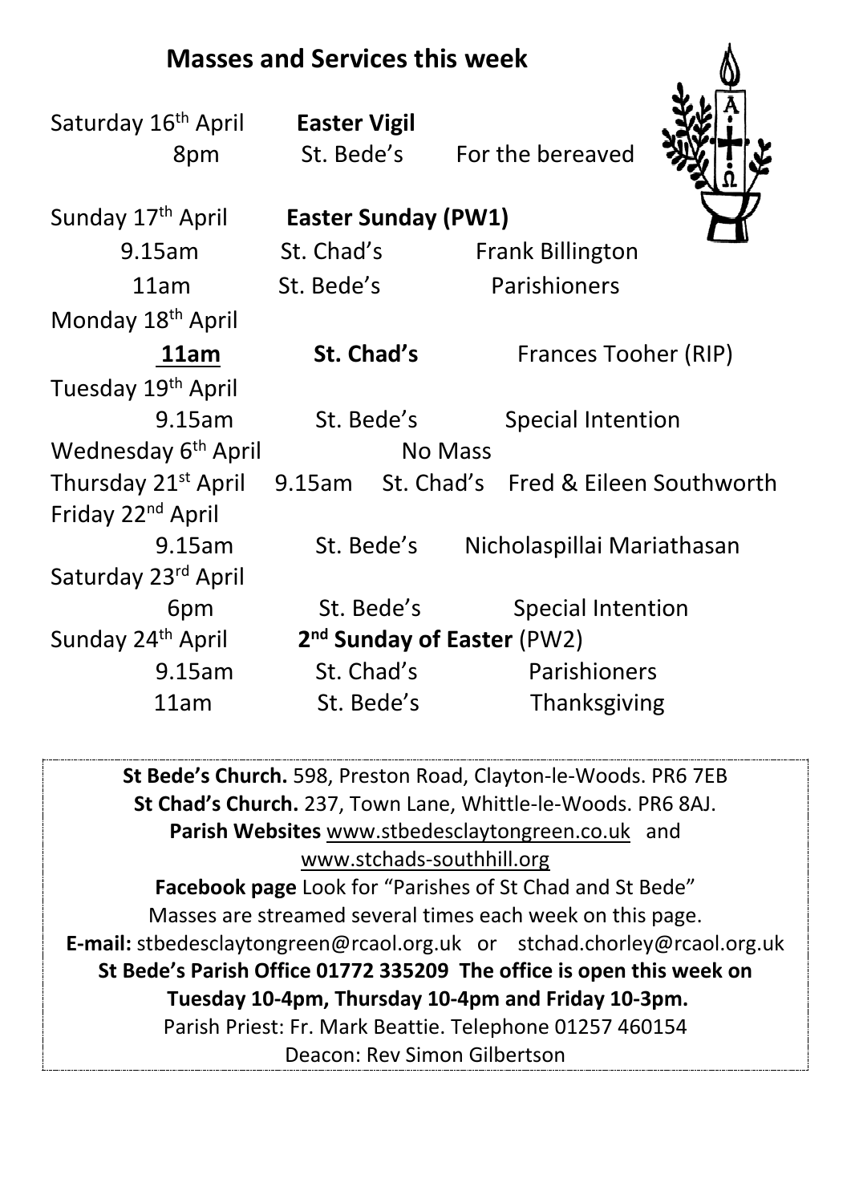## Masses and Services this week

| | | |
|---|---|---|
| Saturday 16th April | **Easter Vigil** | |
| 8pm | St. Bede's | For the bereaved |
| Sunday 17th April | **Easter Sunday (PW1)** | |
| 9.15am | St. Chad's | Frank Billington |
| 11am | St. Bede's | Parishioners |
| Monday 18th April | | |
| **11am** | **St. Chad's** | Frances Tooher (RIP) |
| Tuesday 19th April | | |
| 9.15am | St. Bede's | Special Intention |
| Wednesday 6th April | No Mass | |
| Thursday 21st April 9.15am | St. Chad's | Fred & Eileen Southworth |
| Friday 22nd April | | |
| 9.15am | St. Bede's | Nicholaspillai Mariathasan |
| Saturday 23rd April | | |
| 6pm | St. Bede's | Special Intention |
| Sunday 24th April | **2nd Sunday of Easter** (PW2) | |
| 9.15am | St. Chad's | Parishioners |
| 11am | St. Bede's | Thanksgiving |

**St Bede's Church.** 598, Preston Road, Clayton-le-Woods. PR6 7EB
**St Chad's Church.** 237, Town Lane, Whittle-le-Woods. PR6 8AJ.
**Parish Websites** www.stbedesclaytongreen.co.uk and www.stchads-southhill.org
**Facebook page** Look for "Parishes of St Chad and St Bede"
Masses are streamed several times each week on this page.
**E-mail:** stbedesclaytongreen@rcaol.org.uk or stchad.chorley@rcaol.org.uk
**St Bede's Parish Office 01772 335209 The office is open this week on Tuesday 10-4pm, Thursday 10-4pm and Friday 10-3pm.**
Parish Priest: Fr. Mark Beattie. Telephone 01257 460154
Deacon: Rev Simon Gilbertson